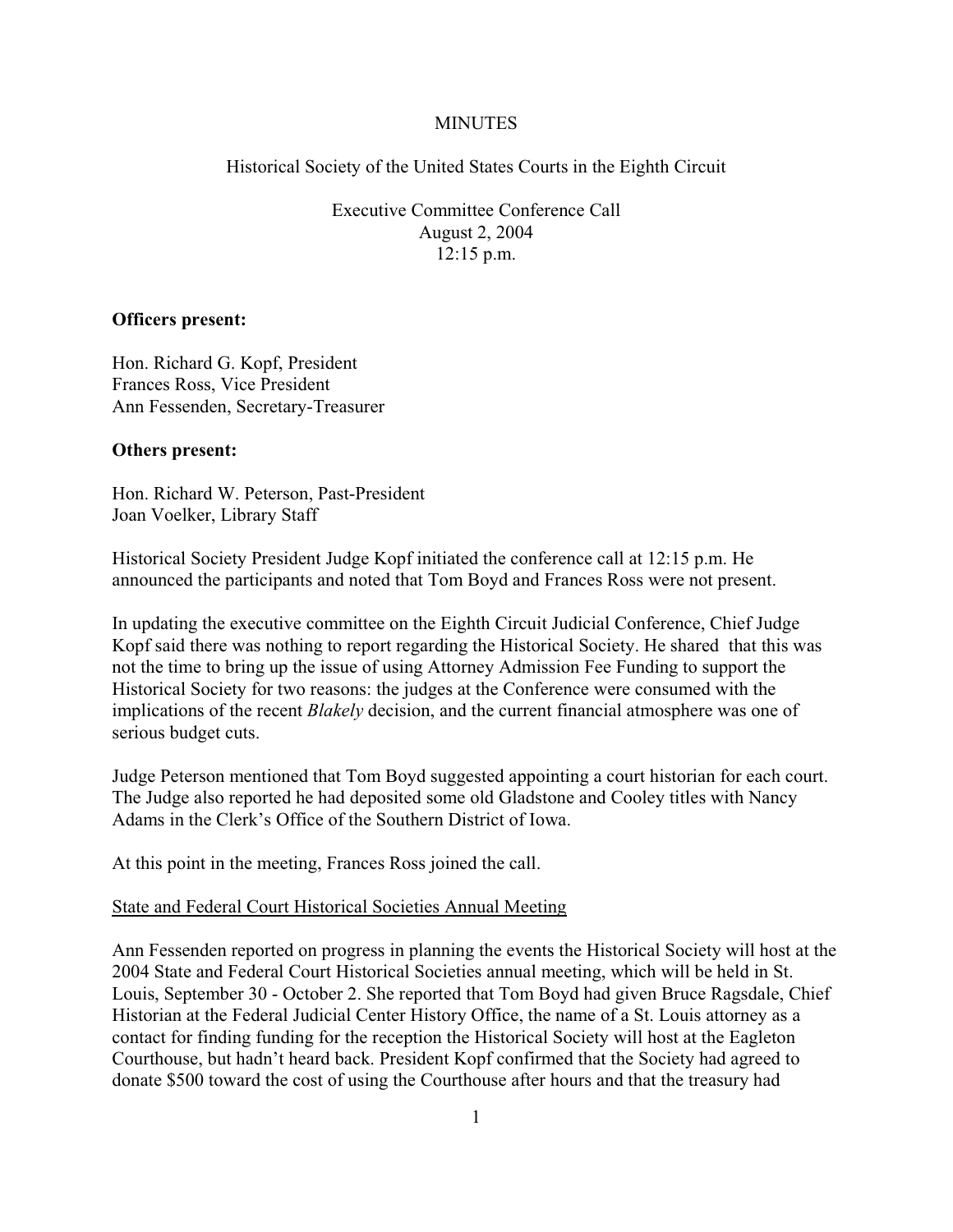MINUTES

Historical Society of the United States Courts in the Eighth Circuit

Executive Committee Conference Call
August 2, 2004
12:15 p.m.

**Officers present:**

Hon. Richard G. Kopf, President
Frances Ross, Vice President
Ann Fessenden, Secretary-Treasurer

**Others present:**

Hon. Richard W. Peterson, Past-President
Joan Voelker, Library Staff

Historical Society President Judge Kopf initiated the conference call at 12:15 p.m. He announced the participants and noted that Tom Boyd and Frances Ross were not present.

In updating the executive committee on the Eighth Circuit Judicial Conference, Chief Judge Kopf said there was nothing to report regarding the Historical Society. He shared that this was not the time to bring up the issue of using Attorney Admission Fee Funding to support the Historical Society for two reasons: the judges at the Conference were consumed with the implications of the recent *Blakely* decision, and the current financial atmosphere was one of serious budget cuts.

Judge Peterson mentioned that Tom Boyd suggested appointing a court historian for each court. The Judge also reported he had deposited some old Gladstone and Cooley titles with Nancy Adams in the Clerk's Office of the Southern District of Iowa.

At this point in the meeting, Frances Ross joined the call.

<u>State and Federal Court Historical Societies Annual Meeting</u>

Ann Fessenden reported on progress in planning the events the Historical Society will host at the 2004 State and Federal Court Historical Societies annual meeting, which will be held in St. Louis, September 30 - October 2. She reported that Tom Boyd had given Bruce Ragsdale, Chief Historian at the Federal Judicial Center History Office, the name of a St. Louis attorney as a contact for finding funding for the reception the Historical Society will host at the Eagleton Courthouse, but hadn't heard back. President Kopf confirmed that the Society had agreed to donate $500 toward the cost of using the Courthouse after hours and that the treasury had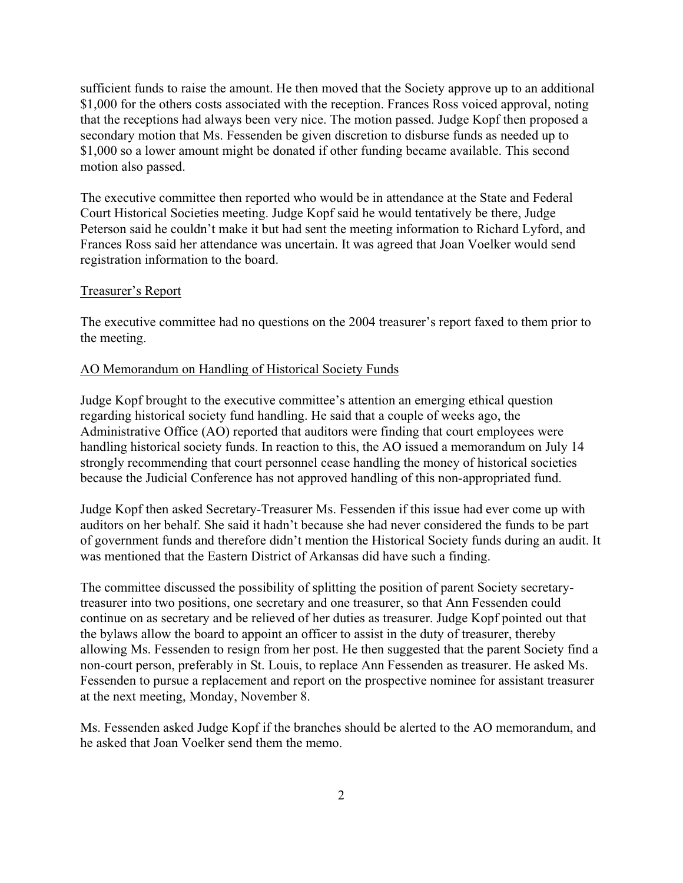sufficient funds to raise the amount. He then moved that the Society approve up to an additional $1,000 for the others costs associated with the reception. Frances Ross voiced approval, noting that the receptions had always been very nice. The motion passed. Judge Kopf then proposed a secondary motion that Ms. Fessenden be given discretion to disburse funds as needed up to $1,000 so a lower amount might be donated if other funding became available. This second motion also passed.

The executive committee then reported who would be in attendance at the State and Federal Court Historical Societies meeting. Judge Kopf said he would tentatively be there, Judge Peterson said he couldn't make it but had sent the meeting information to Richard Lyford, and Frances Ross said her attendance was uncertain. It was agreed that Joan Voelker would send registration information to the board.

Treasurer's Report

The executive committee had no questions on the 2004 treasurer's report faxed to them prior to the meeting.

AO Memorandum on Handling of Historical Society Funds

Judge Kopf brought to the executive committee's attention an emerging ethical question regarding historical society fund handling. He said that a couple of weeks ago, the Administrative Office (AO) reported that auditors were finding that court employees were handling historical society funds. In reaction to this, the AO issued a memorandum on July 14 strongly recommending that court personnel cease handling the money of historical societies because the Judicial Conference has not approved handling of this non-appropriated fund.

Judge Kopf then asked Secretary-Treasurer Ms. Fessenden if this issue had ever come up with auditors on her behalf. She said it hadn't because she had never considered the funds to be part of government funds and therefore didn't mention the Historical Society funds during an audit. It was mentioned that the Eastern District of Arkansas did have such a finding.

The committee discussed the possibility of splitting the position of parent Society secretary-treasurer into two positions, one secretary and one treasurer, so that Ann Fessenden could continue on as secretary and be relieved of her duties as treasurer. Judge Kopf pointed out that the bylaws allow the board to appoint an officer to assist in the duty of treasurer, thereby allowing Ms. Fessenden to resign from her post. He then suggested that the parent Society find a non-court person, preferably in St. Louis, to replace Ann Fessenden as treasurer. He asked Ms. Fessenden to pursue a replacement and report on the prospective nominee for assistant treasurer at the next meeting, Monday, November 8.

Ms. Fessenden asked Judge Kopf if the branches should be alerted to the AO memorandum, and he asked that Joan Voelker send them the memo.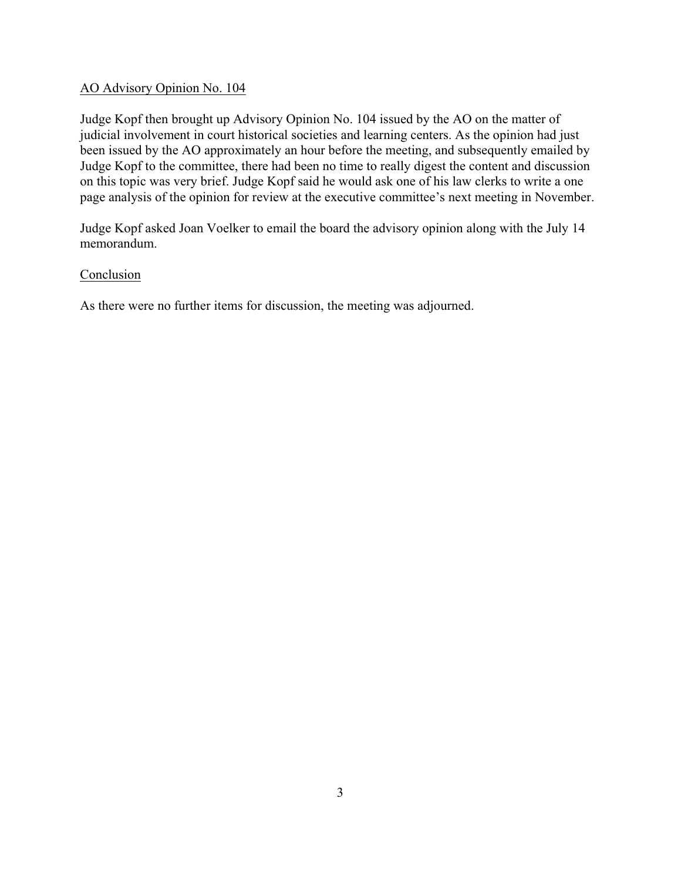AO Advisory Opinion No. 104

Judge Kopf then brought up Advisory Opinion No. 104 issued by the AO on the matter of judicial involvement in court historical societies and learning centers. As the opinion had just been issued by the AO approximately an hour before the meeting, and subsequently emailed by Judge Kopf to the committee, there had been no time to really digest the content and discussion on this topic was very brief. Judge Kopf said he would ask one of his law clerks to write a one page analysis of the opinion for review at the executive committee's next meeting in November.

Judge Kopf asked Joan Voelker to email the board the advisory opinion along with the July 14 memorandum.

Conclusion

As there were no further items for discussion, the meeting was adjourned.